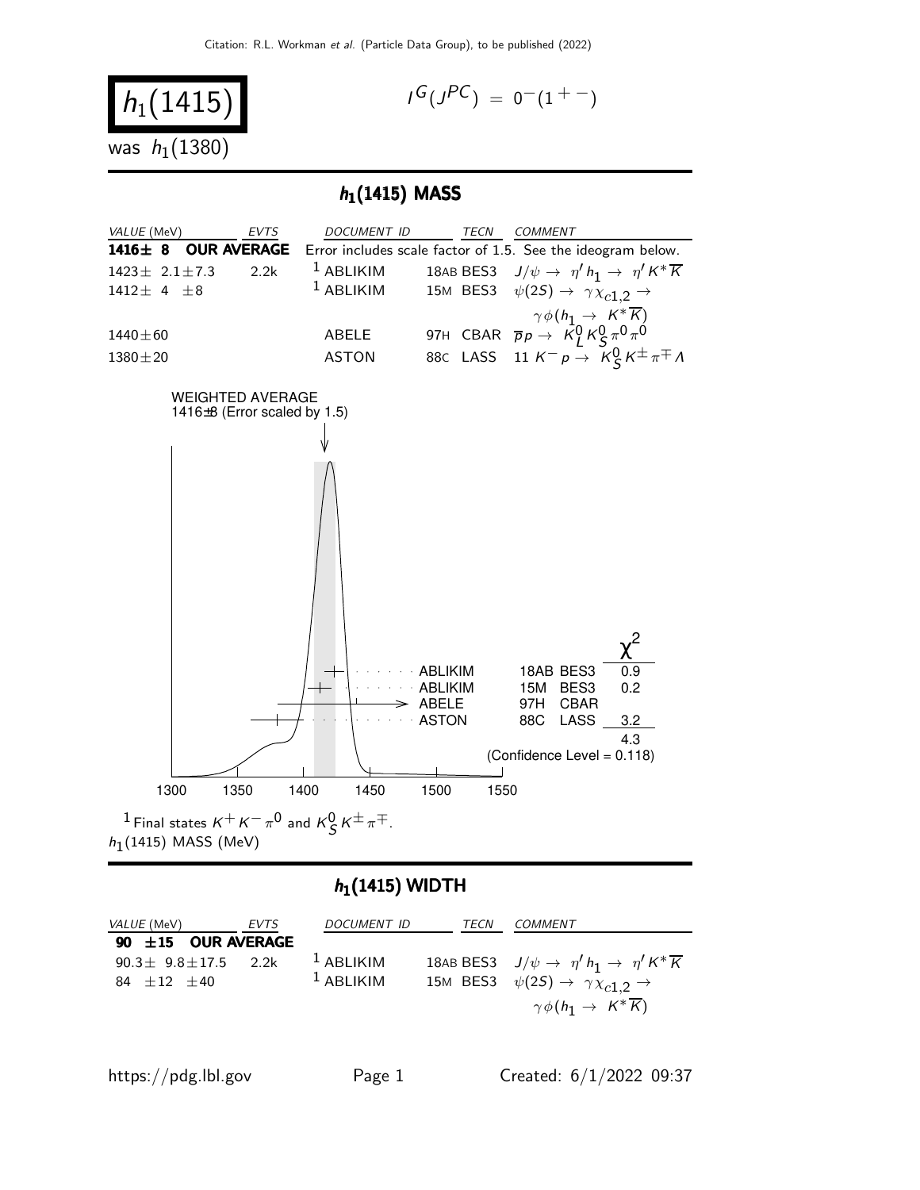# $h_1(1415)$

$I^G(J^{PC}) = 0^-(1^{+-})$

was $h_1(1380)$

## $h_1$(1415) MASS

| VALUE (MeV) | EVTS | DOCUMENT ID | TECN | COMMENT |
|---|---|---|---|---|
| **1416± 8 OUR AVERAGE** | | Error includes scale factor of 1.5. See the ideogram below. | | |
| 1423± 2.1±7.3 | 2.2k | [1] ABLIKIM | 18AB BES3 | $J/\psi \to \eta' h_1 \to \eta' K^* \overline{K}$ |
| 1412± 4 ±8 | | [1] ABLIKIM | 15M BES3 | $\psi(2S) \to \gamma \chi_{c1,2} \to \gamma \phi (h_1 \to K^* \overline{K})$ |
| 1440±60 | | ABELE | 97H CBAR | $\overline{p} p \to K^0_L K^0_S \pi^0 \pi^0$ |
| 1380±20 | | ASTON | 88C LASS | 11 $K^- p \to K^0_S K^\pm \pi^\mp \Lambda$ |

WEIGHTED AVERAGE
1416±8 (Error scaled by 1.5)

| | | | $\chi^2$ |
|---|---|---|---|
| ABLIKIM | 18AB | BES3 | 0.9 |
| ABLIKIM | 15M | BES3 | 0.2 |
| ABELE | 97H | CBAR | |
| ASTON | 88C | LASS | 3.2 |
| | | | 4.3 |

(Confidence Level = 0.118)

$h_1$(1415) MASS (MeV)

[1] Final states $K^+ K^- \pi^0$ and $K^0_S K^\pm \pi^\mp$.

## $h_1$(1415) WIDTH

| VALUE (MeV) | EVTS | DOCUMENT ID | TECN | COMMENT |
|---|---|---|---|---|
| **90 ±15 OUR AVERAGE** | | | | |
| 90.3± 9.8±17.5 | 2.2k | [1] ABLIKIM | 18AB BES3 | $J/\psi \to \eta' h_1 \to \eta' K^* \overline{K}$ |
| 84 ±12 ±40 | | [1] ABLIKIM | 15M BES3 | $\psi(2S) \to \gamma \chi_{c1,2} \to \gamma \phi (h_1 \to K^* \overline{K})$ |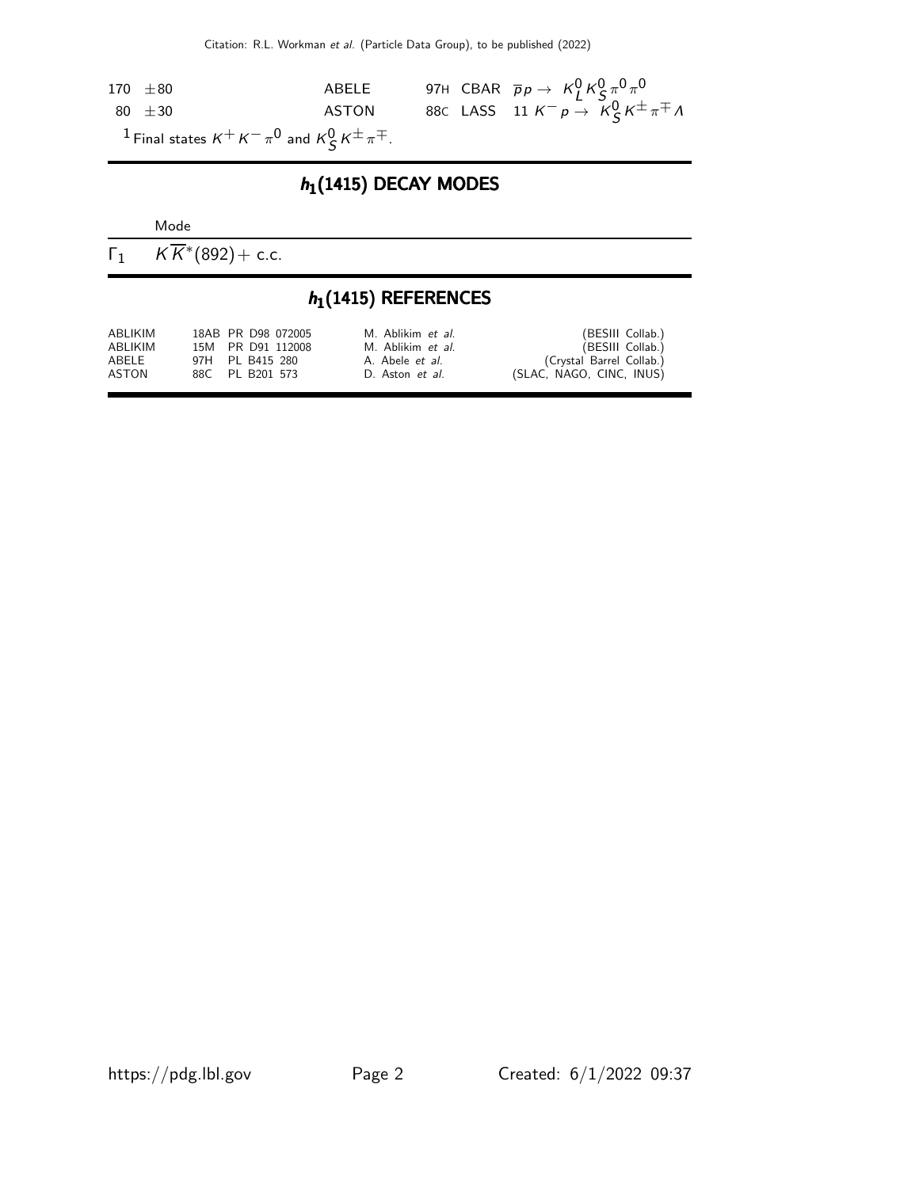| | | | | |
|---|---|---|---|---|
| 170 ±80 | ABELE | 97H | CBAR | $\overline{p}p \rightarrow K^0_L K^0_S \pi^0 \pi^0$ |
| 80 ±30 | ASTON | 88C | LASS | $11\ K^- p \rightarrow K^0_S K^\pm \pi^\mp \Lambda$ |

[1] Final states $K^+ K^- \pi^0$ and $K^0_S K^\pm \pi^\mp$.

## $h_1(1415)$ DECAY MODES

| | Mode |
|---|---|
| $\Gamma_1$ | $K\overline{K}^*(892) +$ c.c. |

## $h_1(1415)$ REFERENCES

| | | | |
|---|---|---|---|
| ABLIKIM | 18AB PR D98 072005 | M. Ablikim *et al.* | (BESIII Collab.) |
| ABLIKIM | 15M PR D91 112008 | M. Ablikim *et al.* | (BESIII Collab.) |
| ABELE | 97H PL B415 280 | A. Abele *et al.* | (Crystal Barrel Collab.) |
| ASTON | 88C PL B201 573 | D. Aston *et al.* | (SLAC, NAGO, CINC, INUS) |